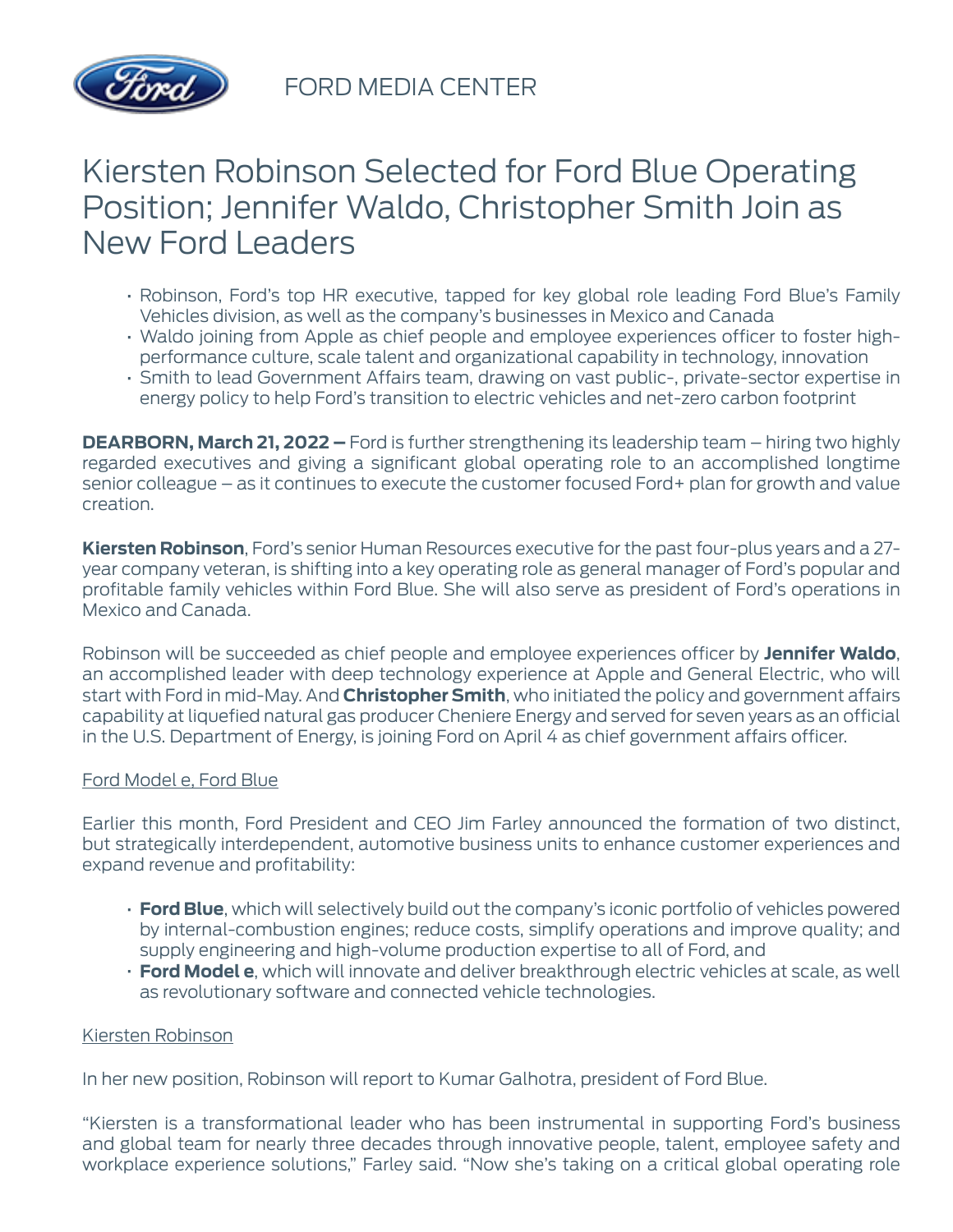FORD MEDIA CENTER

# Kiersten Robinson Selected for Ford Blue Operating Position; Jennifer Waldo, Christopher Smith Join as New Ford Leaders

- Robinson, Ford's top HR executive, tapped for key global role leading Ford Blue's Family Vehicles division, as well as the company's businesses in Mexico and Canada
- Waldo joining from Apple as chief people and employee experiences officer to foster high-performance culture, scale talent and organizational capability in technology, innovation
- Smith to lead Government Affairs team, drawing on vast public-, private-sector expertise in energy policy to help Ford's transition to electric vehicles and net-zero carbon footprint

**DEARBORN, March 21, 2022 –** Ford is further strengthening its leadership team – hiring two highly regarded executives and giving a significant global operating role to an accomplished longtime senior colleague – as it continues to execute the customer focused Ford+ plan for growth and value creation.

**Kiersten Robinson**, Ford's senior Human Resources executive for the past four-plus years and a 27-year company veteran, is shifting into a key operating role as general manager of Ford's popular and profitable family vehicles within Ford Blue. She will also serve as president of Ford's operations in Mexico and Canada.

Robinson will be succeeded as chief people and employee experiences officer by **Jennifer Waldo**, an accomplished leader with deep technology experience at Apple and General Electric, who will start with Ford in mid-May. And **Christopher Smith**, who initiated the policy and government affairs capability at liquefied natural gas producer Cheniere Energy and served for seven years as an official in the U.S. Department of Energy, is joining Ford on April 4 as chief government affairs officer.

Ford Model e, Ford Blue

Earlier this month, Ford President and CEO Jim Farley announced the formation of two distinct, but strategically interdependent, automotive business units to enhance customer experiences and expand revenue and profitability:

- **Ford Blue**, which will selectively build out the company's iconic portfolio of vehicles powered by internal-combustion engines; reduce costs, simplify operations and improve quality; and supply engineering and high-volume production expertise to all of Ford, and
- **Ford Model e**, which will innovate and deliver breakthrough electric vehicles at scale, as well as revolutionary software and connected vehicle technologies.

Kiersten Robinson

In her new position, Robinson will report to Kumar Galhotra, president of Ford Blue.

"Kiersten is a transformational leader who has been instrumental in supporting Ford's business and global team for nearly three decades through innovative people, talent, employee safety and workplace experience solutions," Farley said. "Now she's taking on a critical global operating role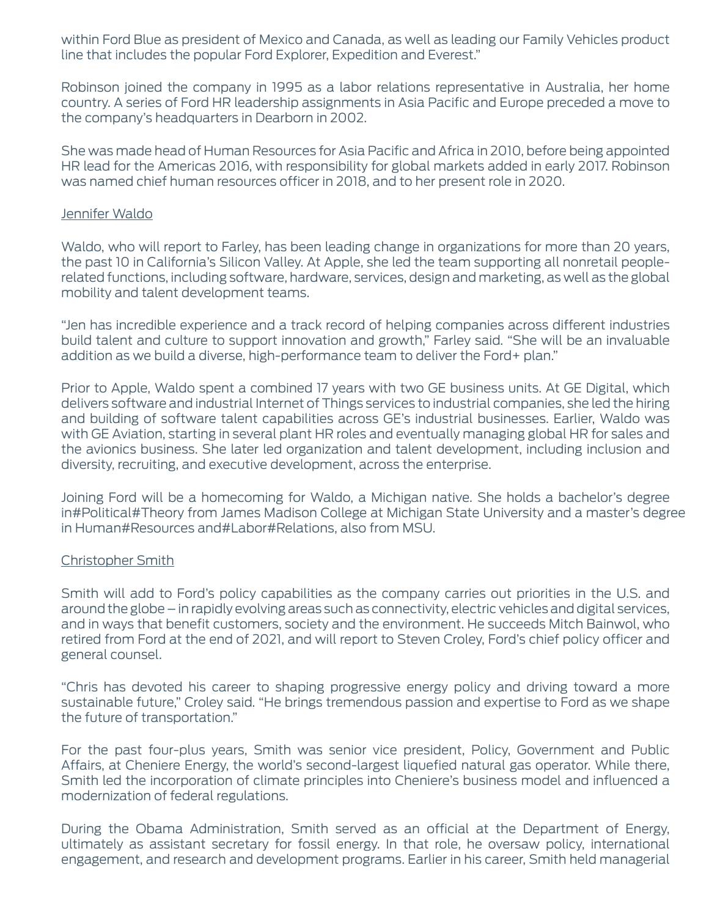within Ford Blue as president of Mexico and Canada, as well as leading our Family Vehicles product line that includes the popular Ford Explorer, Expedition and Everest."

Robinson joined the company in 1995 as a labor relations representative in Australia, her home country. A series of Ford HR leadership assignments in Asia Pacific and Europe preceded a move to the company's headquarters in Dearborn in 2002.

She was made head of Human Resources for Asia Pacific and Africa in 2010, before being appointed HR lead for the Americas 2016, with responsibility for global markets added in early 2017. Robinson was named chief human resources officer in 2018, and to her present role in 2020.

Jennifer Waldo

Waldo, who will report to Farley, has been leading change in organizations for more than 20 years, the past 10 in California's Silicon Valley. At Apple, she led the team supporting all nonretail people-related functions, including software, hardware, services, design and marketing, as well as the global mobility and talent development teams.

"Jen has incredible experience and a track record of helping companies across different industries build talent and culture to support innovation and growth," Farley said. "She will be an invaluable addition as we build a diverse, high-performance team to deliver the Ford+ plan."

Prior to Apple, Waldo spent a combined 17 years with two GE business units. At GE Digital, which delivers software and industrial Internet of Things services to industrial companies, she led the hiring and building of software talent capabilities across GE's industrial businesses. Earlier, Waldo was with GE Aviation, starting in several plant HR roles and eventually managing global HR for sales and the avionics business. She later led organization and talent development, including inclusion and diversity, recruiting, and executive development, across the enterprise.

Joining Ford will be a homecoming for Waldo, a Michigan native. She holds a bachelor's degree in#Political#Theory from James Madison College at Michigan State University and a master's degree in Human#Resources and#Labor#Relations, also from MSU.

Christopher Smith

Smith will add to Ford's policy capabilities as the company carries out priorities in the U.S. and around the globe – in rapidly evolving areas such as connectivity, electric vehicles and digital services, and in ways that benefit customers, society and the environment. He succeeds Mitch Bainwol, who retired from Ford at the end of 2021, and will report to Steven Croley, Ford's chief policy officer and general counsel.

"Chris has devoted his career to shaping progressive energy policy and driving toward a more sustainable future," Croley said. "He brings tremendous passion and expertise to Ford as we shape the future of transportation."

For the past four-plus years, Smith was senior vice president, Policy, Government and Public Affairs, at Cheniere Energy, the world's second-largest liquefied natural gas operator. While there, Smith led the incorporation of climate principles into Cheniere's business model and influenced a modernization of federal regulations.

During the Obama Administration, Smith served as an official at the Department of Energy, ultimately as assistant secretary for fossil energy. In that role, he oversaw policy, international engagement, and research and development programs. Earlier in his career, Smith held managerial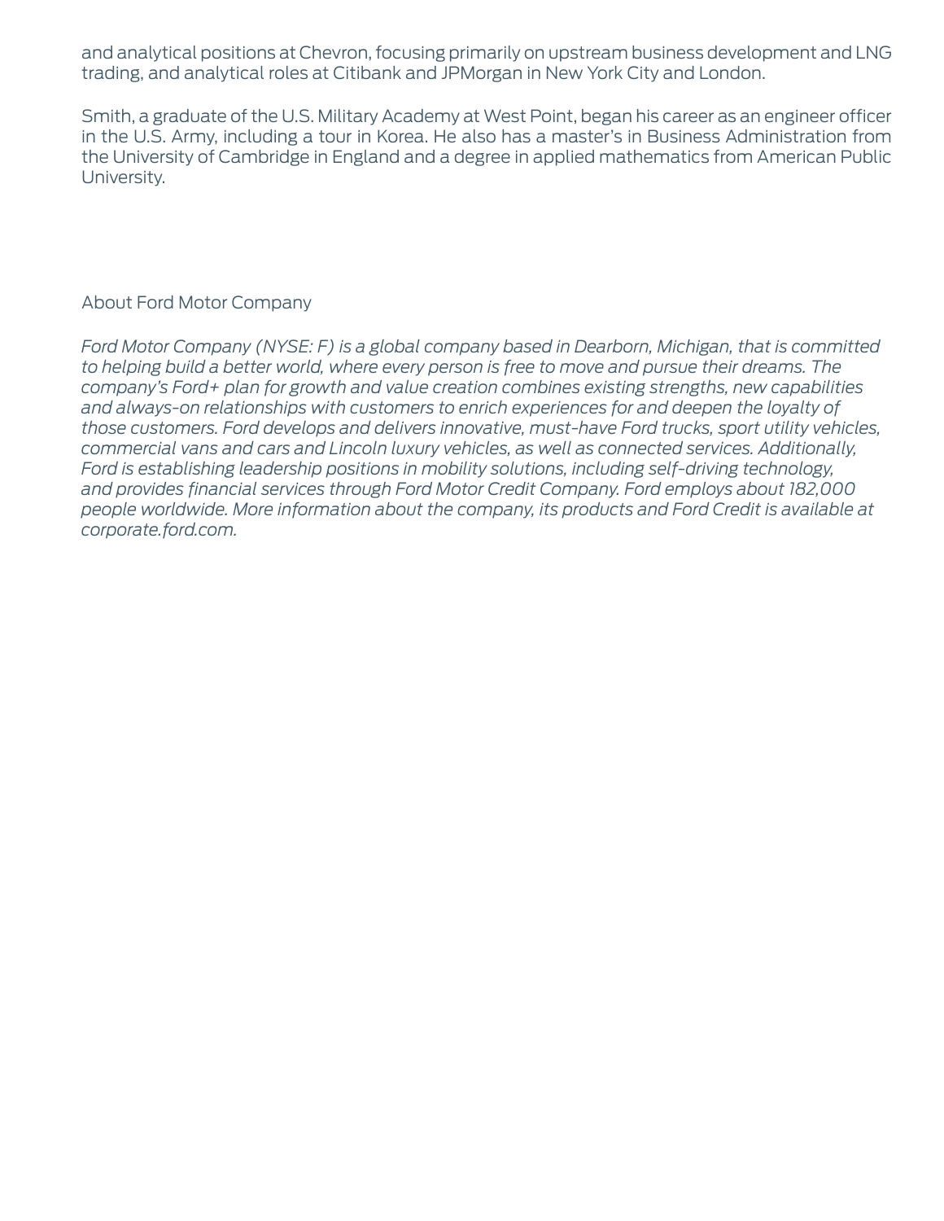and analytical positions at Chevron, focusing primarily on upstream business development and LNG trading, and analytical roles at Citibank and JPMorgan in New York City and London.

Smith, a graduate of the U.S. Military Academy at West Point, began his career as an engineer officer in the U.S. Army, including a tour in Korea. He also has a master's in Business Administration from the University of Cambridge in England and a degree in applied mathematics from American Public University.

## About Ford Motor Company

*Ford Motor Company (NYSE: F) is a global company based in Dearborn, Michigan, that is committed to helping build a better world, where every person is free to move and pursue their dreams. The company's Ford+ plan for growth and value creation combines existing strengths, new capabilities and always-on relationships with customers to enrich experiences for and deepen the loyalty of those customers. Ford develops and delivers innovative, must-have Ford trucks, sport utility vehicles, commercial vans and cars and Lincoln luxury vehicles, as well as connected services. Additionally, Ford is establishing leadership positions in mobility solutions, including self-driving technology, and provides financial services through Ford Motor Credit Company. Ford employs about 182,000 people worldwide. More information about the company, its products and Ford Credit is available at corporate.ford.com.*